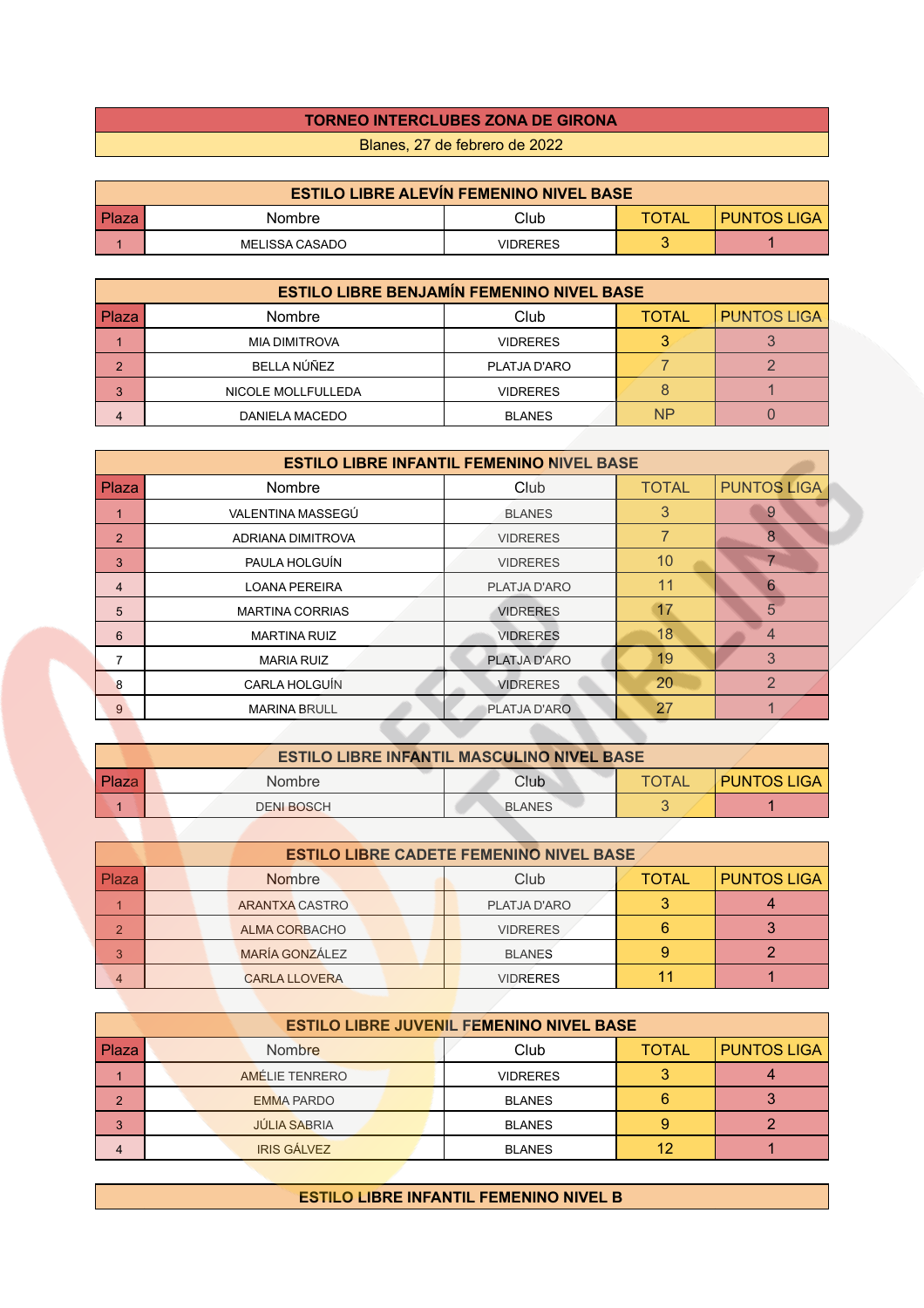# TORNEO INTERCLUBES ZONA DE GIRONA

Blanes, 27 de febrero de 2022

## ESTILO LIBRE ALEVÍN FEMENINO NIVEL BASE

| Plaza | Nombre | Club | TOTAL | PUNTOS LIGA |
|---|---|---|---|---|
| 1 | MELISSA CASADO | VIDRERES | 3 | 1 |

## ESTILO LIBRE BENJAMÍN FEMENINO NIVEL BASE

| Plaza | Nombre | Club | TOTAL | PUNTOS LIGA |
|---|---|---|---|---|
| 1 | MIA DIMITROVA | VIDRERES | 3 | 3 |
| 2 | BELLA NÚÑEZ | PLATJA D'ARO | 7 | 2 |
| 3 | NICOLE MOLLFULLEDA | VIDRERES | 8 | 1 |
| 4 | DANIELA MACEDO | BLANES | NP | 0 |

## ESTILO LIBRE INFANTIL FEMENINO NIVEL BASE

| Plaza | Nombre | Club | TOTAL | PUNTOS LIGA |
|---|---|---|---|---|
| 1 | VALENTINA MASSEGÚ | BLANES | 3 | 9 |
| 2 | ADRIANA DIMITROVA | VIDRERES | 7 | 8 |
| 3 | PAULA HOLGUÍN | VIDRERES | 10 | 7 |
| 4 | LOANA PEREIRA | PLATJA D'ARO | 11 | 6 |
| 5 | MARTINA CORRIAS | VIDRERES | 17 | 5 |
| 6 | MARTINA RUIZ | VIDRERES | 18 | 4 |
| 7 | MARIA RUIZ | PLATJA D'ARO | 19 | 3 |
| 8 | CARLA HOLGUÍN | VIDRERES | 20 | 2 |
| 9 | MARINA BRULL | PLATJA D'ARO | 27 | 1 |

## ESTILO LIBRE INFANTIL MASCULINO NIVEL BASE

| Plaza | Nombre | Club | TOTAL | PUNTOS LIGA |
|---|---|---|---|---|
| 1 | DENI BOSCH | BLANES | 3 | 1 |

## ESTILO LIBRE CADETE FEMENINO NIVEL BASE

| Plaza | Nombre | Club | TOTAL | PUNTOS LIGA |
|---|---|---|---|---|
| 1 | ARANTXA CASTRO | PLATJA D'ARO | 3 | 4 |
| 2 | ALMA CORBACHO | VIDRERES | 6 | 3 |
| 3 | MARÍA GONZÁLEZ | BLANES | 9 | 2 |
| 4 | CARLA LLOVERA | VIDRERES | 11 | 1 |

## ESTILO LIBRE JUVENIL FEMENINO NIVEL BASE

| Plaza | Nombre | Club | TOTAL | PUNTOS LIGA |
|---|---|---|---|---|
| 1 | AMÉLIE TENRERO | VIDRERES | 3 | 4 |
| 2 | EMMA PARDO | BLANES | 6 | 3 |
| 3 | JÚLIA SABRIA | BLANES | 9 | 2 |
| 4 | IRIS GÁLVEZ | BLANES | 12 | 1 |

## ESTILO LIBRE INFANTIL FEMENINO NIVEL B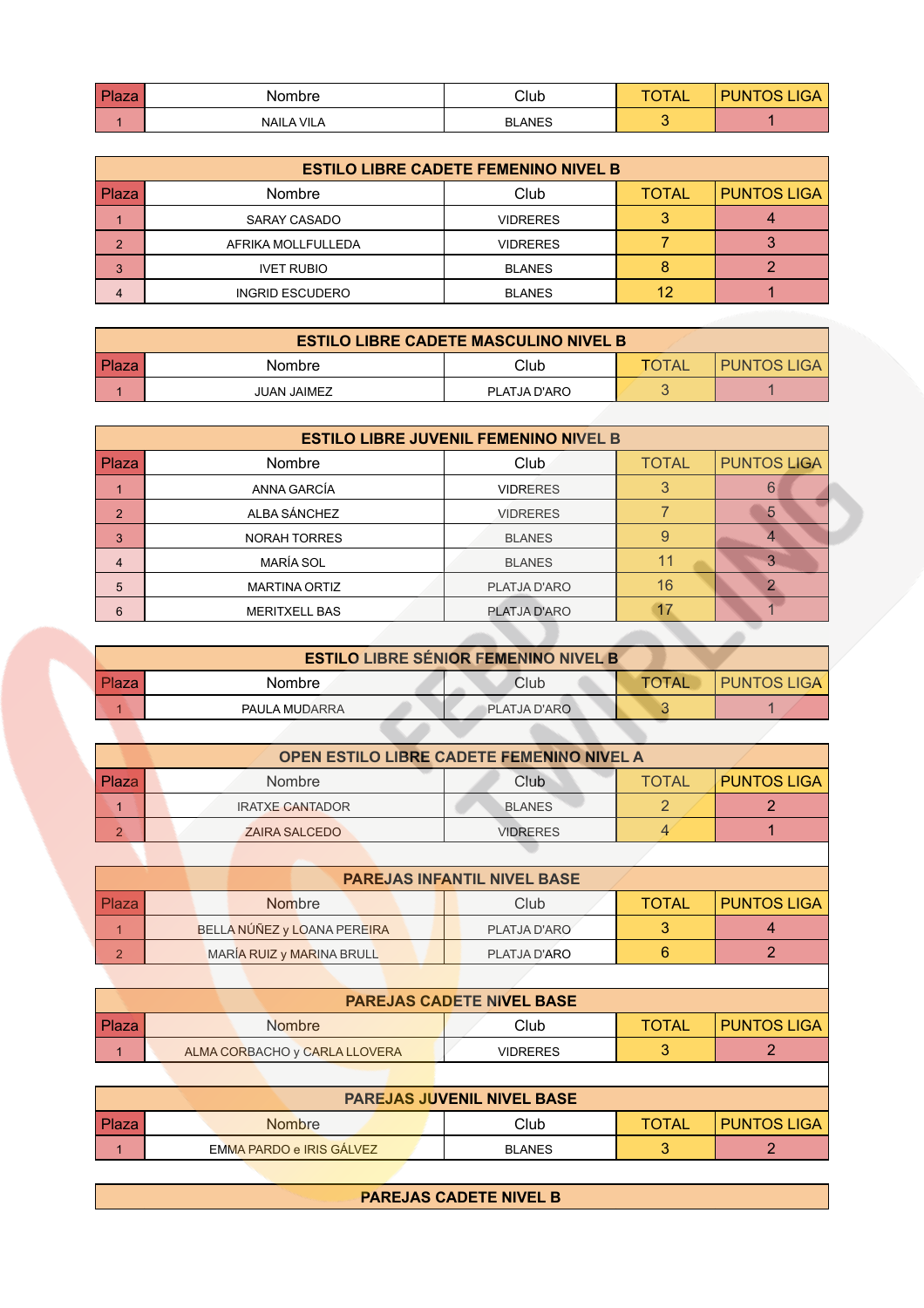| Plaza | Nombre | Club | TOTAL | PUNTOS LIGA |
|---|---|---|---|---|
| 1 | NAILA VILA | BLANES | 3 | 1 |

| ESTILO LIBRE CADETE FEMENINO NIVEL B | | | | |
|---|---|---|---|---|
| Plaza | Nombre | Club | TOTAL | PUNTOS LIGA |
| 1 | SARAY CASADO | VIDRERES | 3 | 4 |
| 2 | AFRIKA MOLLFULLEDA | VIDRERES | 7 | 3 |
| 3 | IVET RUBIO | BLANES | 8 | 2 |
| 4 | INGRID ESCUDERO | BLANES | 12 | 1 |

| ESTILO LIBRE CADETE MASCULINO NIVEL B | | | | |
|---|---|---|---|---|
| Plaza | Nombre | Club | TOTAL | PUNTOS LIGA |
| 1 | JUAN JAIMEZ | PLATJA D'ARO | 3 | 1 |

| ESTILO LIBRE JUVENIL FEMENINO NIVEL B | | | | |
|---|---|---|---|---|
| Plaza | Nombre | Club | TOTAL | PUNTOS LIGA |
| 1 | ANNA GARCÍA | VIDRERES | 3 | 6 |
| 2 | ALBA SÁNCHEZ | VIDRERES | 7 | 5 |
| 3 | NORAH TORRES | BLANES | 9 | 4 |
| 4 | MARÍA SOL | BLANES | 11 | 3 |
| 5 | MARTINA ORTIZ | PLATJA D'ARO | 16 | 2 |
| 6 | MERITXELL BAS | PLATJA D'ARO | 17 | 1 |

| ESTILO LIBRE SÉNIOR FEMENINO NIVEL B | | | | |
|---|---|---|---|---|
| Plaza | Nombre | Club | TOTAL | PUNTOS LIGA |
| 1 | PAULA MUDARRA | PLATJA D'ARO | 3 | 1 |

| OPEN ESTILO LIBRE CADETE FEMENINO NIVEL A | | | | |
|---|---|---|---|---|
| Plaza | Nombre | Club | TOTAL | PUNTOS LIGA |
| 1 | IRATXE CANTADOR | BLANES | 2 | 2 |
| 2 | ZAIRA SALCEDO | VIDRERES | 4 | 1 |

| PAREJAS INFANTIL NIVEL BASE | | | | |
|---|---|---|---|---|
| Plaza | Nombre | Club | TOTAL | PUNTOS LIGA |
| 1 | BELLA NÚÑEZ y LOANA PEREIRA | PLATJA D'ARO | 3 | 4 |
| 2 | MARÍA RUIZ y MARINA BRULL | PLATJA D'ARO | 6 | 2 |

| PAREJAS CADETE NIVEL BASE | | | | |
|---|---|---|---|---|
| Plaza | Nombre | Club | TOTAL | PUNTOS LIGA |
| 1 | ALMA CORBACHO y CARLA LLOVERA | VIDRERES | 3 | 2 |

| PAREJAS JUVENIL NIVEL BASE | | | | |
|---|---|---|---|---|
| Plaza | Nombre | Club | TOTAL | PUNTOS LIGA |
| 1 | EMMA PARDO e IRIS GÁLVEZ | BLANES | 3 | 2 |

| PAREJAS CADETE NIVEL B |
|---|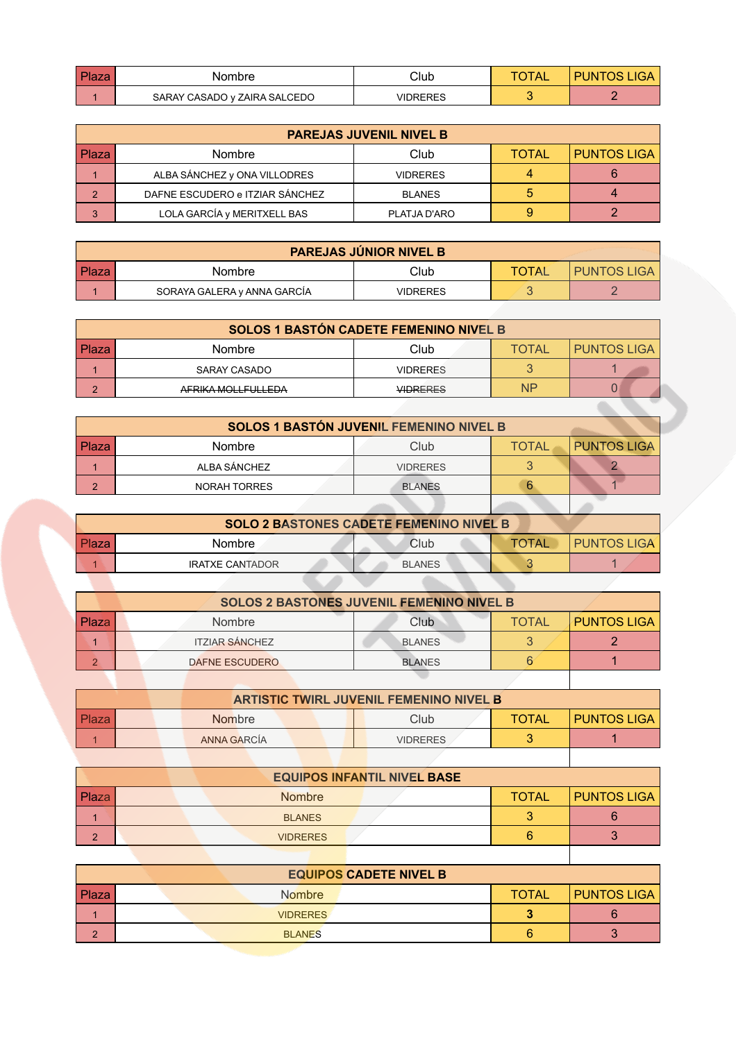| Plaza | Nombre | Club | TOTAL | PUNTOS LIGA |
|---|---|---|---|---|
| 1 | SARAY CASADO y ZAIRA SALCEDO | VIDRERES | 3 | 2 |

## PAREJAS JUVENIL NIVEL B

| Plaza | Nombre | Club | TOTAL | PUNTOS LIGA |
|---|---|---|---|---|
| 1 | ALBA SÁNCHEZ y ONA VILLODRES | VIDRERES | 4 | 6 |
| 2 | DAFNE ESCUDERO e ITZIAR SÁNCHEZ | BLANES | 5 | 4 |
| 3 | LOLA GARCÍA y MERITXELL BAS | PLATJA D'ARO | 9 | 2 |

## PAREJAS JÚNIOR NIVEL B

| Plaza | Nombre | Club | TOTAL | PUNTOS LIGA |
|---|---|---|---|---|
| 1 | SORAYA GALERA y ANNA GARCÍA | VIDRERES | 3 | 2 |

## SOLOS 1 BASTÓN CADETE FEMENINO NIVEL B

| Plaza | Nombre | Club | TOTAL | PUNTOS LIGA |
|---|---|---|---|---|
| 1 | SARAY CASADO | VIDRERES | 3 | 1 |
| 2 | ~~AFRIKA MOLLFULLEDA~~ | ~~VIDRERES~~ | NP | 0 |

## SOLOS 1 BASTÓN JUVENIL FEMENINO NIVEL B

| Plaza | Nombre | Club | TOTAL | PUNTOS LIGA |
|---|---|---|---|---|
| 1 | ALBA SÁNCHEZ | VIDRERES | 3 | 2 |
| 2 | NORAH TORRES | BLANES | 6 | 1 |

## SOLO 2 BASTONES CADETE FEMENINO NIVEL B

| Plaza | Nombre | Club | TOTAL | PUNTOS LIGA |
|---|---|---|---|---|
| 1 | IRATXE CANTADOR | BLANES | 3 | 1 |

## SOLOS 2 BASTONES JUVENIL FEMENINO NIVEL B

| Plaza | Nombre | Club | TOTAL | PUNTOS LIGA |
|---|---|---|---|---|
| 1 | ITZIAR SÁNCHEZ | BLANES | 3 | 2 |
| 2 | DAFNE ESCUDERO | BLANES | 6 | 1 |

## ARTISTIC TWIRL JUVENIL FEMENINO NIVEL B

| Plaza | Nombre | Club | TOTAL | PUNTOS LIGA |
|---|---|---|---|---|
| 1 | ANNA GARCÍA | VIDRERES | 3 | 1 |

## EQUIPOS INFANTIL NIVEL BASE

| Plaza | Nombre | TOTAL | PUNTOS LIGA |
|---|---|---|---|
| 1 | BLANES | 3 | 6 |
| 2 | VIDRERES | 6 | 3 |

## EQUIPOS CADETE NIVEL B

| Plaza | Nombre | TOTAL | PUNTOS LIGA |
|---|---|---|---|
| 1 | VIDRERES | 3 | 6 |
| 2 | BLANES | 6 | 3 |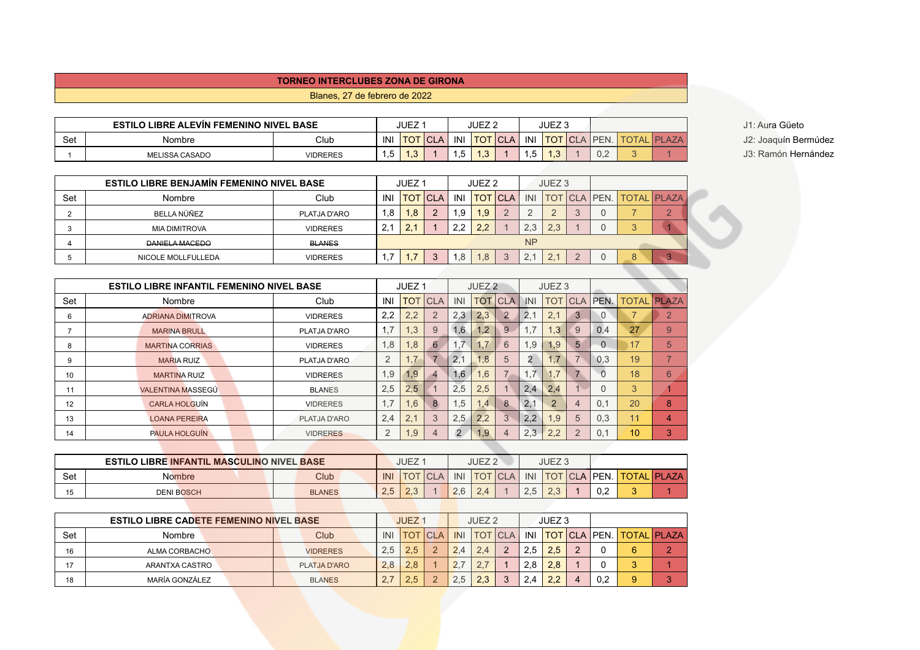# TORNEO INTERCLUBES ZONA DE GIRONA

Blanes, 27 de febrero de 2022

J1: Aura Güeto
J2: Joaquín Bermúdez
J3: Ramón Hernández

| ESTILO LIBRE ALEVÍN FEMENINO NIVEL BASE | | | JUEZ 1 | | | JUEZ 2 | | | JUEZ 3 | | | | | |
|---|---|---|---|---|---|---|---|---|---|---|---|---|---|---|
| Set | Nombre | Club | INI | TOT | CLA | INI | TOT | CLA | INI | TOT | CLA | PEN. | TOTAL | PLAZA |
| 1 | MELISSA CASADO | VIDRERES | 1,5 | 1,3 | 1 | 1,5 | 1,3 | 1 | 1,5 | 1,3 | 1 | 0,2 | 3 | 1 |

| ESTILO LIBRE BENJAMÍN FEMENINO NIVEL BASE | | | JUEZ 1 | | | JUEZ 2 | | | JUEZ 3 | | | | | |
|---|---|---|---|---|---|---|---|---|---|---|---|---|---|---|
| Set | Nombre | Club | INI | TOT | CLA | INI | TOT | CLA | INI | TOT | CLA | PEN. | TOTAL | PLAZA |
| 2 | BELLA NÚÑEZ | PLATJA D'ARO | 1,8 | 1,8 | 2 | 1,9 | 1,9 | 2 | 2 | 2 | 3 | 0 | 7 | 2 |
| 3 | MIA DIMITROVA | VIDRERES | 2,1 | 2,1 | 1 | 2,2 | 2,2 | 1 | 2,3 | 2,3 | 1 | 0 | 3 | 1 |
| 4 | ~~DANIELA MACEDO~~ | ~~BLANES~~ | NP | | | | | | | | | | | |
| 5 | NICOLE MOLLFULLEDA | VIDRERES | 1,7 | 1,7 | 3 | 1,8 | 1,8 | 3 | 2,1 | 2,1 | 2 | 0 | 8 | 3 |

| ESTILO LIBRE INFANTIL FEMENINO NIVEL BASE | | | JUEZ 1 | | | JUEZ 2 | | | JUEZ 3 | | | | | |
|---|---|---|---|---|---|---|---|---|---|---|---|---|---|---|
| Set | Nombre | Club | INI | TOT | CLA | INI | TOT | CLA | INI | TOT | CLA | PEN. | TOTAL | PLAZA |
| 6 | ADRIANA DIMITROVA | VIDRERES | 2,2 | 2,2 | 2 | 2,3 | 2,3 | 2 | 2,1 | 2,1 | 3 | 0 | 7 | 2 |
| 7 | MARINA BRULL | PLATJA D'ARO | 1,7 | 1,3 | 9 | 1,6 | 1,2 | 9 | 1,7 | 1,3 | 9 | 0,4 | 27 | 9 |
| 8 | MARTINA CORRIAS | VIDRERES | 1,8 | 1,8 | 6 | 1,7 | 1,7 | 6 | 1,9 | 1,9 | 5 | 0 | 17 | 5 |
| 9 | MARIA RUIZ | PLATJA D'ARO | 2 | 1,7 | 7 | 2,1 | 1,8 | 5 | 2 | 1,7 | 7 | 0,3 | 19 | 7 |
| 10 | MARTINA RUIZ | VIDRERES | 1,9 | 1,9 | 4 | 1,6 | 1,6 | 7 | 1,7 | 1,7 | 7 | 0 | 18 | 6 |
| 11 | VALENTINA MASSEGÚ | BLANES | 2,5 | 2,5 | 1 | 2,5 | 2,5 | 1 | 2,4 | 2,4 | 1 | 0 | 3 | 1 |
| 12 | CARLA HOLGUÍN | VIDRERES | 1,7 | 1,6 | 8 | 1,5 | 1,4 | 8 | 2,1 | 2 | 4 | 0,1 | 20 | 8 |
| 13 | LOANA PEREIRA | PLATJA D'ARO | 2,4 | 2,1 | 3 | 2,5 | 2,2 | 3 | 2,2 | 1,9 | 5 | 0,3 | 11 | 4 |
| 14 | PAULA HOLGUÍN | VIDRERES | 2 | 1,9 | 4 | 2 | 1,9 | 4 | 2,3 | 2,2 | 2 | 0,1 | 10 | 3 |

| ESTILO LIBRE INFANTIL MASCULINO NIVEL BASE | | | JUEZ 1 | | | JUEZ 2 | | | JUEZ 3 | | | | | |
|---|---|---|---|---|---|---|---|---|---|---|---|---|---|---|
| Set | Nombre | Club | INI | TOT | CLA | INI | TOT | CLA | INI | TOT | CLA | PEN. | TOTAL | PLAZA |
| 15 | DENI BOSCH | BLANES | 2,5 | 2,3 | 1 | 2,6 | 2,4 | 1 | 2,5 | 2,3 | 1 | 0,2 | 3 | 1 |

| ESTILO LIBRE CADETE FEMENINO NIVEL BASE | | | JUEZ 1 | | | JUEZ 2 | | | JUEZ 3 | | | | | |
|---|---|---|---|---|---|---|---|---|---|---|---|---|---|---|
| Set | Nombre | Club | INI | TOT | CLA | INI | TOT | CLA | INI | TOT | CLA | PEN. | TOTAL | PLAZA |
| 16 | ALMA CORBACHO | VIDRERES | 2,5 | 2,5 | 2 | 2,4 | 2,4 | 2 | 2,5 | 2,5 | 2 | 0 | 6 | 2 |
| 17 | ARANTXA CASTRO | PLATJA D'ARO | 2,8 | 2,8 | 1 | 2,7 | 2,7 | 1 | 2,8 | 2,8 | 1 | 0 | 3 | 1 |
| 18 | MARÍA GONZÁLEZ | BLANES | 2,7 | 2,5 | 2 | 2,5 | 2,3 | 3 | 2,4 | 2,2 | 4 | 0,2 | 9 | 3 |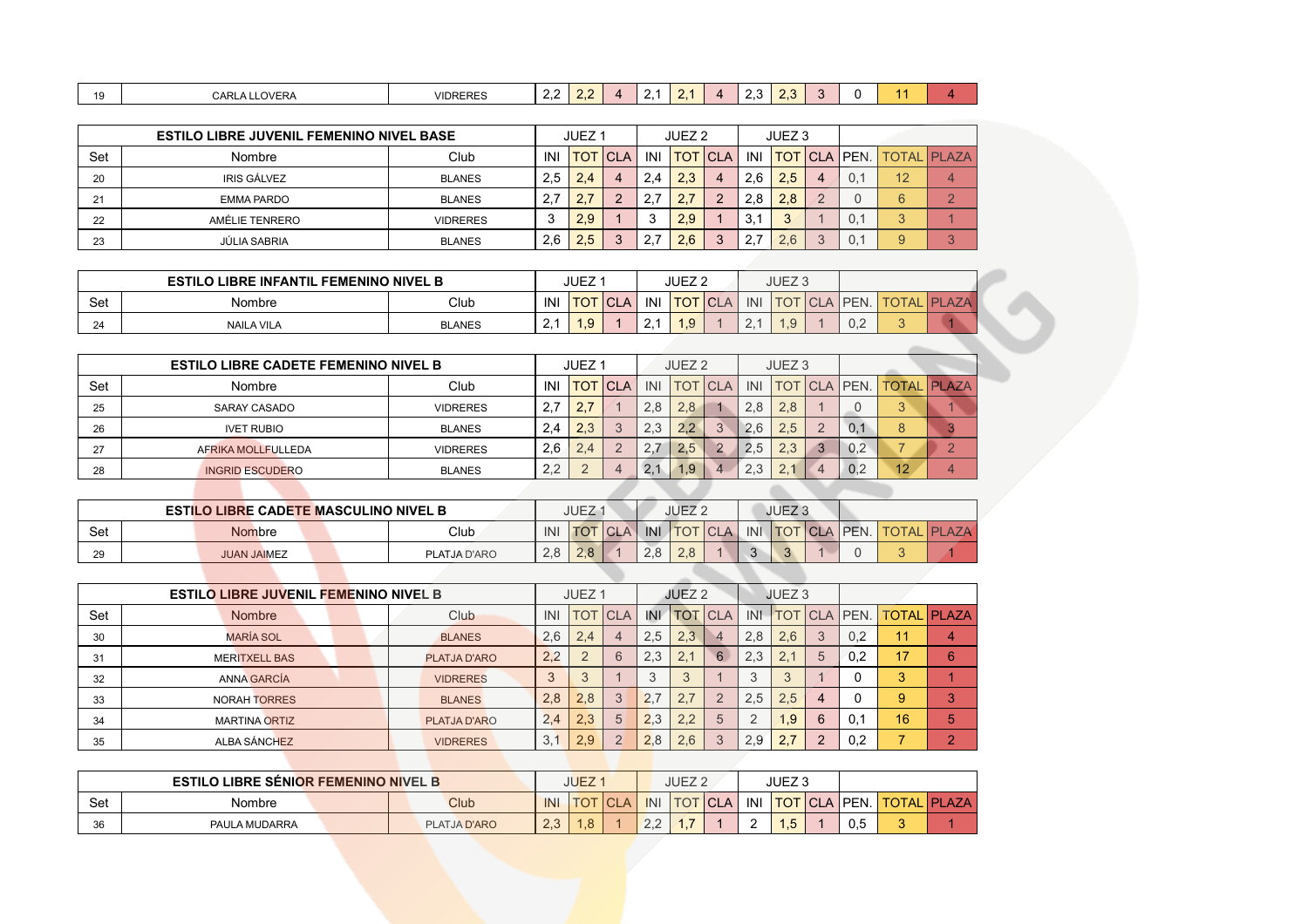| 19 | CARLA LLOVERA | VIDRERES | 2,2 | 2,2 | 4 | 2,1 | 2,1 | 4 | 2,3 | 2,3 | 3 | 0 | 11 | 4 |
|---|---|---|---|---|---|---|---|---|---|---|---|---|---|---|

| ESTILO LIBRE JUVENIL FEMENINO NIVEL BASE | | | JUEZ 1 | | | JUEZ 2 | | | JUEZ 3 | | | | | |
|---|---|---|---|---|---|---|---|---|---|---|---|---|---|---|
| Set | Nombre | Club | INI | TOT | CLA | INI | TOT | CLA | INI | TOT | CLA | PEN. | TOTAL | PLAZA |
| 20 | IRIS GÁLVEZ | BLANES | 2,5 | 2,4 | 4 | 2,4 | 2,3 | 4 | 2,6 | 2,5 | 4 | 0,1 | 12 | 4 |
| 21 | EMMA PARDO | BLANES | 2,7 | 2,7 | 2 | 2,7 | 2,7 | 2 | 2,8 | 2,8 | 2 | 0 | 6 | 2 |
| 22 | AMÉLIE TENRERO | VIDRERES | 3 | 2,9 | 1 | 3 | 2,9 | 1 | 3,1 | 3 | 1 | 0,1 | 3 | 1 |
| 23 | JÚLIA SABRIA | BLANES | 2,6 | 2,5 | 3 | 2,7 | 2,6 | 3 | 2,7 | 2,6 | 3 | 0,1 | 9 | 3 |

| ESTILO LIBRE INFANTIL FEMENINO NIVEL B | | | JUEZ 1 | | | JUEZ 2 | | | JUEZ 3 | | | | | |
|---|---|---|---|---|---|---|---|---|---|---|---|---|---|---|
| Set | Nombre | Club | INI | TOT | CLA | INI | TOT | CLA | INI | TOT | CLA | PEN. | TOTAL | PLAZA |
| 24 | NAILA VILA | BLANES | 2,1 | 1,9 | 1 | 2,1 | 1,9 | 1 | 2,1 | 1,9 | 1 | 0,2 | 3 | 1 |

| ESTILO LIBRE CADETE FEMENINO NIVEL B | | | JUEZ 1 | | | JUEZ 2 | | | JUEZ 3 | | | | | |
|---|---|---|---|---|---|---|---|---|---|---|---|---|---|---|
| Set | Nombre | Club | INI | TOT | CLA | INI | TOT | CLA | INI | TOT | CLA | PEN. | TOTAL | PLAZA |
| 25 | SARAY CASADO | VIDRERES | 2,7 | 2,7 | 1 | 2,8 | 2,8 | 1 | 2,8 | 2,8 | 1 | 0 | 3 | 1 |
| 26 | IVET RUBIO | BLANES | 2,4 | 2,3 | 3 | 2,3 | 2,2 | 3 | 2,6 | 2,5 | 2 | 0,1 | 8 | 3 |
| 27 | AFRIKA MOLLFULLEDA | VIDRERES | 2,6 | 2,4 | 2 | 2,7 | 2,5 | 2 | 2,5 | 2,3 | 3 | 0,2 | 7 | 2 |
| 28 | INGRID ESCUDERO | BLANES | 2,2 | 2 | 4 | 2,1 | 1,9 | 4 | 2,3 | 2,1 | 4 | 0,2 | 12 | 4 |

| ESTILO LIBRE CADETE MASCULINO NIVEL B | | | JUEZ 1 | | | JUEZ 2 | | | JUEZ 3 | | | | | |
|---|---|---|---|---|---|---|---|---|---|---|---|---|---|---|
| Set | Nombre | Club | INI | TOT | CLA | INI | TOT | CLA | INI | TOT | CLA | PEN. | TOTAL | PLAZA |
| 29 | JUAN JAIMEZ | PLATJA D'ARO | 2,8 | 2,8 | 1 | 2,8 | 2,8 | 1 | 3 | 3 | 1 | 0 | 3 | 1 |

| ESTILO LIBRE JUVENIL FEMENINO NIVEL B | | | JUEZ 1 | | | JUEZ 2 | | | JUEZ 3 | | | | | |
|---|---|---|---|---|---|---|---|---|---|---|---|---|---|---|
| Set | Nombre | Club | INI | TOT | CLA | INI | TOT | CLA | INI | TOT | CLA | PEN. | TOTAL | PLAZA |
| 30 | MARÍA SOL | BLANES | 2,6 | 2,4 | 4 | 2,5 | 2,3 | 4 | 2,8 | 2,6 | 3 | 0,2 | 11 | 4 |
| 31 | MERITXELL BAS | PLATJA D'ARO | 2,2 | 2 | 6 | 2,3 | 2,1 | 6 | 2,3 | 2,1 | 5 | 0,2 | 17 | 6 |
| 32 | ANNA GARCÍA | VIDRERES | 3 | 3 | 1 | 3 | 3 | 1 | 3 | 3 | 1 | 0 | 3 | 1 |
| 33 | NORAH TORRES | BLANES | 2,8 | 2,8 | 3 | 2,7 | 2,7 | 2 | 2,5 | 2,5 | 4 | 0 | 9 | 3 |
| 34 | MARTINA ORTIZ | PLATJA D'ARO | 2,4 | 2,3 | 5 | 2,3 | 2,2 | 5 | 2 | 1,9 | 6 | 0,1 | 16 | 5 |
| 35 | ALBA SÁNCHEZ | VIDRERES | 3,1 | 2,9 | 2 | 2,8 | 2,6 | 3 | 2,9 | 2,7 | 2 | 0,2 | 7 | 2 |

| ESTILO LIBRE SÉNIOR FEMENINO NIVEL B | | | JUEZ 1 | | | JUEZ 2 | | | JUEZ 3 | | | | | |
|---|---|---|---|---|---|---|---|---|---|---|---|---|---|---|
| Set | Nombre | Club | INI | TOT | CLA | INI | TOT | CLA | INI | TOT | CLA | PEN. | TOTAL | PLAZA |
| 36 | PAULA MUDARRA | PLATJA D'ARO | 2,3 | 1,8 | 1 | 2,2 | 1,7 | 1 | 2 | 1,5 | 1 | 0,5 | 3 | 1 |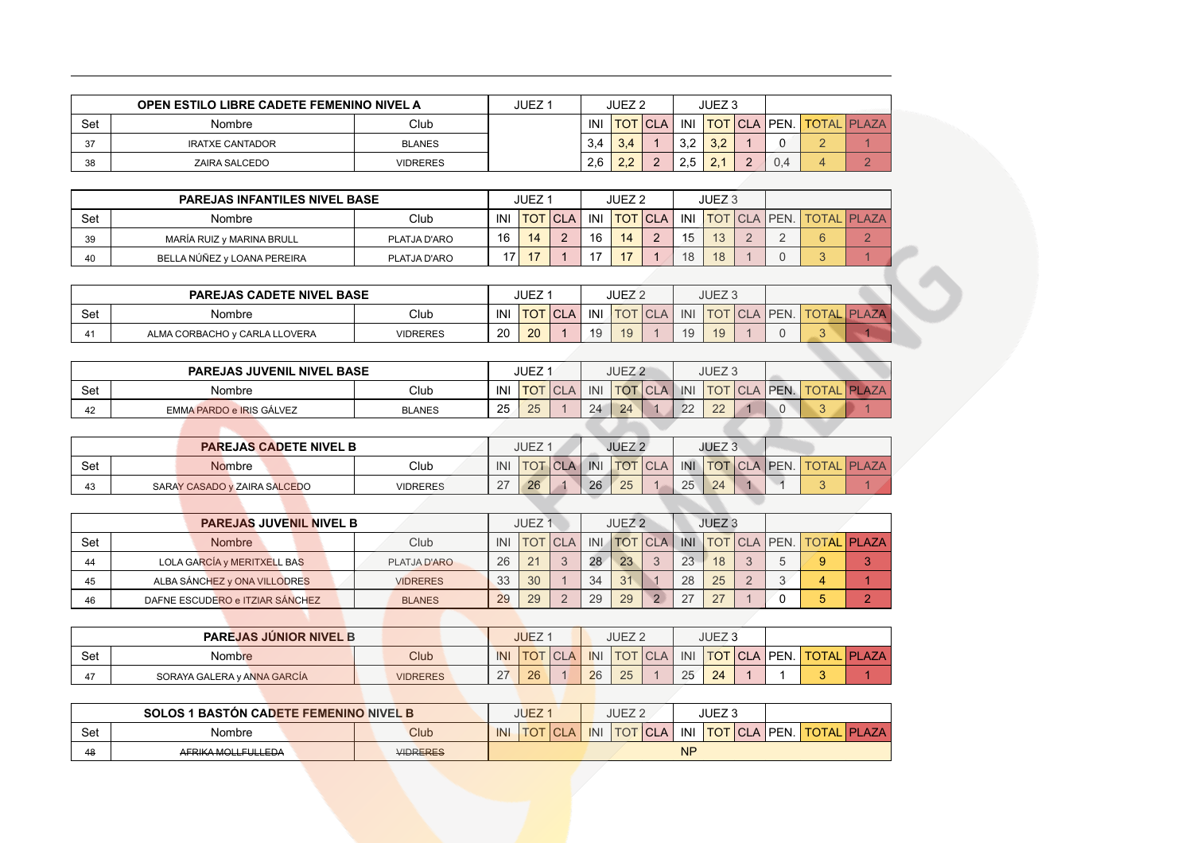| OPEN ESTILO LIBRE CADETE FEMENINO NIVEL A | | | JUEZ 1 | | | JUEZ 2 | | | JUEZ 3 | | | | | |
|---|---|---|---|---|---|---|---|---|---|---|---|---|---|---|
| Set | Nombre | Club | | | | INI | TOT | CLA | INI | TOT | CLA | PEN. | TOTAL | PLAZA |
| 37 | IRATXE CANTADOR | BLANES | | | | 3,4 | 3,4 | 1 | 3,2 | 3,2 | 1 | 0 | 2 | 1 |
| 38 | ZAIRA SALCEDO | VIDRERES | | | | 2,6 | 2,2 | 2 | 2,5 | 2,1 | 2 | 0,4 | 4 | 2 |

| PAREJAS INFANTILES NIVEL BASE | | | JUEZ 1 | | | JUEZ 2 | | | JUEZ 3 | | | | | |
|---|---|---|---|---|---|---|---|---|---|---|---|---|---|---|
| Set | Nombre | Club | INI | TOT | CLA | INI | TOT | CLA | INI | TOT | CLA | PEN. | TOTAL | PLAZA |
| 39 | MARÍA RUIZ y MARINA BRULL | PLATJA D'ARO | 16 | 14 | 2 | 16 | 14 | 2 | 15 | 13 | 2 | 2 | 6 | 2 |
| 40 | BELLA NÚÑEZ y LOANA PEREIRA | PLATJA D'ARO | 17 | 17 | 1 | 17 | 17 | 1 | 18 | 18 | 1 | 0 | 3 | 1 |

| PAREJAS CADETE NIVEL BASE | | | JUEZ 1 | | | JUEZ 2 | | | JUEZ 3 | | | | | |
|---|---|---|---|---|---|---|---|---|---|---|---|---|---|---|
| Set | Nombre | Club | INI | TOT | CLA | INI | TOT | CLA | INI | TOT | CLA | PEN. | TOTAL | PLAZA |
| 41 | ALMA CORBACHO y CARLA LLOVERA | VIDRERES | 20 | 20 | 1 | 19 | 19 | 1 | 19 | 19 | 1 | 0 | 3 | 1 |

| PAREJAS JUVENIL NIVEL BASE | | | JUEZ 1 | | | JUEZ 2 | | | JUEZ 3 | | | | | |
|---|---|---|---|---|---|---|---|---|---|---|---|---|---|---|
| Set | Nombre | Club | INI | TOT | CLA | INI | TOT | CLA | INI | TOT | CLA | PEN. | TOTAL | PLAZA |
| 42 | EMMA PARDO e IRIS GÁLVEZ | BLANES | 25 | 25 | 1 | 24 | 24 | 1 | 22 | 22 | 1 | 0 | 3 | 1 |

| PAREJAS CADETE NIVEL B | | | JUEZ 1 | | | JUEZ 2 | | | JUEZ 3 | | | | | |
|---|---|---|---|---|---|---|---|---|---|---|---|---|---|---|
| Set | Nombre | Club | INI | TOT | CLA | INI | TOT | CLA | INI | TOT | CLA | PEN. | TOTAL | PLAZA |
| 43 | SARAY CASADO y ZAIRA SALCEDO | VIDRERES | 27 | 26 | 1 | 26 | 25 | 1 | 25 | 24 | 1 | 1 | 3 | 1 |

| PAREJAS JUVENIL NIVEL B | | | JUEZ 1 | | | JUEZ 2 | | | JUEZ 3 | | | | | |
|---|---|---|---|---|---|---|---|---|---|---|---|---|---|---|
| Set | Nombre | Club | INI | TOT | CLA | INI | TOT | CLA | INI | TOT | CLA | PEN. | TOTAL | PLAZA |
| 44 | LOLA GARCÍA y MERITXELL BAS | PLATJA D'ARO | 26 | 21 | 3 | 28 | 23 | 3 | 23 | 18 | 3 | 5 | 9 | 3 |
| 45 | ALBA SÁNCHEZ y ONA VILLODRES | VIDRERES | 33 | 30 | 1 | 34 | 31 | 1 | 28 | 25 | 2 | 3 | 4 | 1 |
| 46 | DAFNE ESCUDERO e ITZIAR SÁNCHEZ | BLANES | 29 | 29 | 2 | 29 | 29 | 2 | 27 | 27 | 1 | 0 | 5 | 2 |

| PAREJAS JÚNIOR NIVEL B | | | JUEZ 1 | | | JUEZ 2 | | | JUEZ 3 | | | | | |
|---|---|---|---|---|---|---|---|---|---|---|---|---|---|---|
| Set | Nombre | Club | INI | TOT | CLA | INI | TOT | CLA | INI | TOT | CLA | PEN. | TOTAL | PLAZA |
| 47 | SORAYA GALERA y ANNA GARCÍA | VIDRERES | 27 | 26 | 1 | 26 | 25 | 1 | 25 | 24 | 1 | 1 | 3 | 1 |

| SOLOS 1 BASTÓN CADETE FEMENINO NIVEL B | | | JUEZ 1 | | | JUEZ 2 | | | JUEZ 3 | | | | | |
|---|---|---|---|---|---|---|---|---|---|---|---|---|---|---|
| Set | Nombre | Club | INI | TOT | CLA | INI | TOT | CLA | INI | TOT | CLA | PEN. | TOTAL | PLAZA |
| ~~48~~ | ~~AFRIKA MOLLFULLEDA~~ | ~~VIDRERES~~ | NP | | | | | | | | | | | |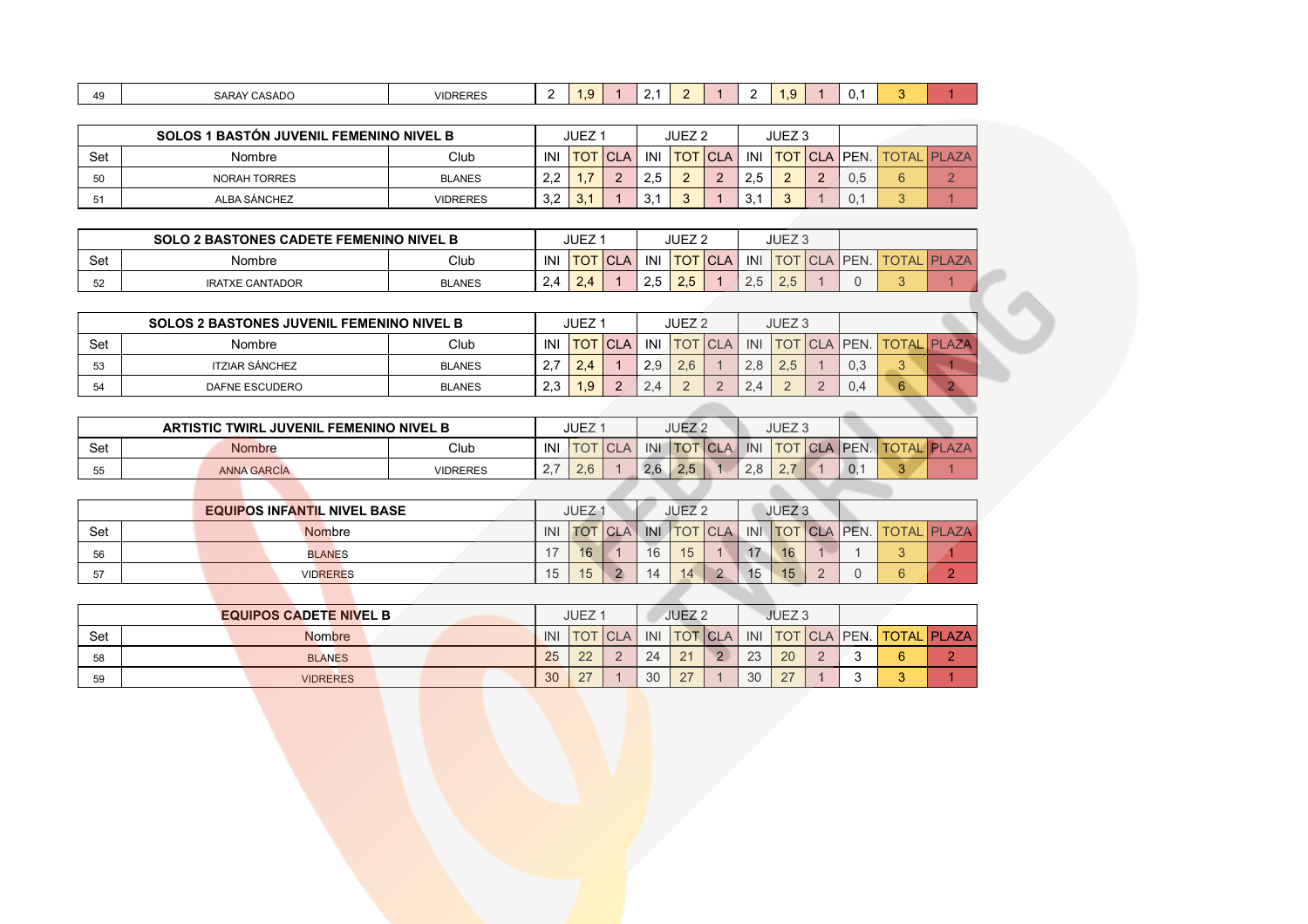| | | | | | | | | | | | | | | |
|---|---|---|---|---|---|---|---|---|---|---|---|---|---|---|
| 49 | SARAY CASADO | VIDRERES | 2 | 1,9 | 1 | 2,1 | 2 | 1 | 2 | 1,9 | 1 | 0,1 | 3 | 1 |

| SOLOS 1 BASTÓN JUVENIL FEMENINO NIVEL B | | | JUEZ 1 | | | JUEZ 2 | | | JUEZ 3 | | | | | |
|---|---|---|---|---|---|---|---|---|---|---|---|---|---|---|
| Set | Nombre | Club | INI | TOT | CLA | INI | TOT | CLA | INI | TOT | CLA | PEN. | TOTAL | PLAZA |
| 50 | NORAH TORRES | BLANES | 2,2 | 1,7 | 2 | 2,5 | 2 | 2 | 2,5 | 2 | 2 | 0,5 | 6 | 2 |
| 51 | ALBA SÁNCHEZ | VIDRERES | 3,2 | 3,1 | 1 | 3,1 | 3 | 1 | 3,1 | 3 | 1 | 0,1 | 3 | 1 |

| SOLO 2 BASTONES CADETE FEMENINO NIVEL B | | | JUEZ 1 | | | JUEZ 2 | | | JUEZ 3 | | | | | |
|---|---|---|---|---|---|---|---|---|---|---|---|---|---|---|
| Set | Nombre | Club | INI | TOT | CLA | INI | TOT | CLA | INI | TOT | CLA | PEN. | TOTAL | PLAZA |
| 52 | IRATXE CANTADOR | BLANES | 2,4 | 2,4 | 1 | 2,5 | 2,5 | 1 | 2,5 | 2,5 | 1 | 0 | 3 | 1 |

| SOLOS 2 BASTONES JUVENIL FEMENINO NIVEL B | | | JUEZ 1 | | | JUEZ 2 | | | JUEZ 3 | | | | | |
|---|---|---|---|---|---|---|---|---|---|---|---|---|---|---|
| Set | Nombre | Club | INI | TOT | CLA | INI | TOT | CLA | INI | TOT | CLA | PEN. | TOTAL | PLAZA |
| 53 | ITZIAR SÁNCHEZ | BLANES | 2,7 | 2,4 | 1 | 2,9 | 2,6 | 1 | 2,8 | 2,5 | 1 | 0,3 | 3 | 1 |
| 54 | DAFNE ESCUDERO | BLANES | 2,3 | 1,9 | 2 | 2,4 | 2 | 2 | 2,4 | 2 | 2 | 0,4 | 6 | 2 |

| ARTISTIC TWIRL JUVENIL FEMENINO NIVEL B | | | JUEZ 1 | | | JUEZ 2 | | | JUEZ 3 | | | | | |
|---|---|---|---|---|---|---|---|---|---|---|---|---|---|---|
| Set | Nombre | Club | INI | TOT | CLA | INI | TOT | CLA | INI | TOT | CLA | PEN. | TOTAL | PLAZA |
| 55 | ANNA GARCÍA | VIDRERES | 2,7 | 2,6 | 1 | 2,6 | 2,5 | 1 | 2,8 | 2,7 | 1 | 0,1 | 3 | 1 |

| EQUIPOS INFANTIL NIVEL BASE | | JUEZ 1 | | | JUEZ 2 | | | JUEZ 3 | | | | | |
|---|---|---|---|---|---|---|---|---|---|---|---|---|---|
| Set | Nombre | INI | TOT | CLA | INI | TOT | CLA | INI | TOT | CLA | PEN. | TOTAL | PLAZA |
| 56 | BLANES | 17 | 16 | 1 | 16 | 15 | 1 | 17 | 16 | 1 | 1 | 3 | 1 |
| 57 | VIDRERES | 15 | 15 | 2 | 14 | 14 | 2 | 15 | 15 | 2 | 0 | 6 | 2 |

| EQUIPOS CADETE NIVEL B | | JUEZ 1 | | | JUEZ 2 | | | JUEZ 3 | | | | | |
|---|---|---|---|---|---|---|---|---|---|---|---|---|---|
| Set | Nombre | INI | TOT | CLA | INI | TOT | CLA | INI | TOT | CLA | PEN. | TOTAL | PLAZA |
| 58 | BLANES | 25 | 22 | 2 | 24 | 21 | 2 | 23 | 20 | 2 | 3 | 6 | 2 |
| 59 | VIDRERES | 30 | 27 | 1 | 30 | 27 | 1 | 30 | 27 | 1 | 3 | 3 | 1 |